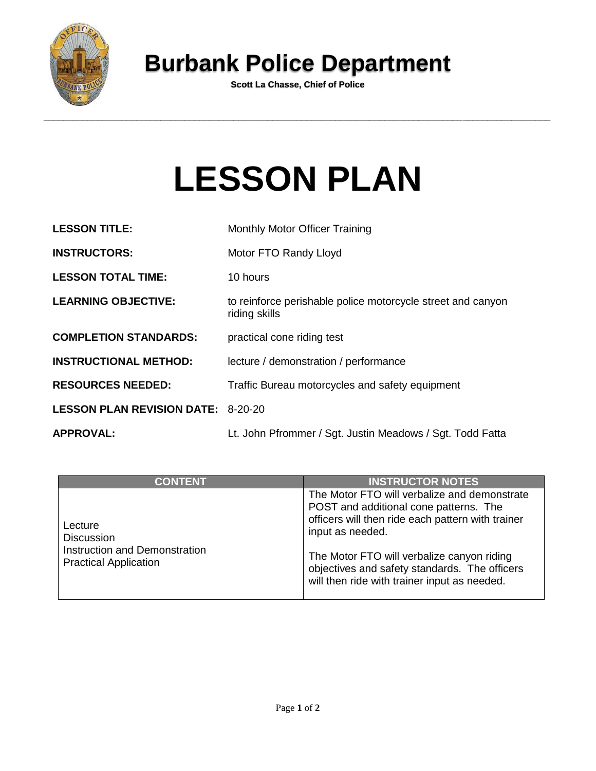# Burbank Police Department

**Scott La Chasse, Chief of Police**

---

# LESSON PLAN

**LESSON TITLE:** Monthly Motor Officer Training

**INSTRUCTORS:** Motor FTO Randy Lloyd

**LESSON TOTAL TIME:** 10 hours

**LEARNING OBJECTIVE:** to reinforce perishable police motorcycle street and canyon riding skills

**COMPLETION STANDARDS:** practical cone riding test

**INSTRUCTIONAL METHOD:** lecture / demonstration / performance

**RESOURCES NEEDED:** Traffic Bureau motorcycles and safety equipment

**LESSON PLAN REVISION DATE:** 8-20-20

**APPROVAL:** Lt. John Pfrommer / Sgt. Justin Meadows / Sgt. Todd Fatta

| CONTENT | INSTRUCTOR NOTES |
| --- | --- |
| Lecture<br>Discussion<br>Instruction and Demonstration<br>Practical Application | The Motor FTO will verbalize and demonstrate POST and additional cone patterns. The officers will then ride each pattern with trainer input as needed.<br><br>The Motor FTO will verbalize canyon riding objectives and safety standards. The officers will then ride with trainer input as needed. |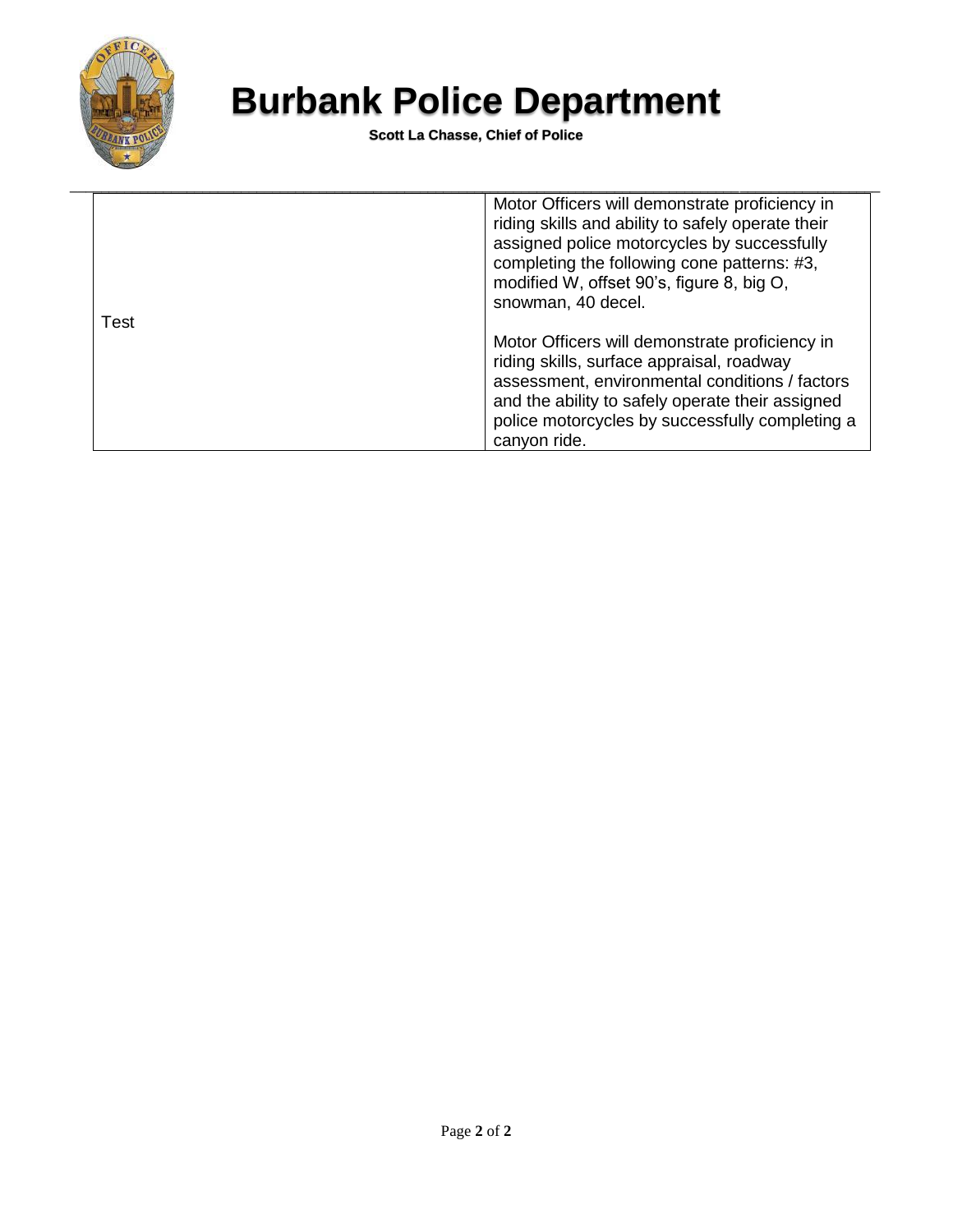| | |
|---|---|
| Test | Motor Officers will demonstrate proficiency in riding skills and ability to safely operate their assigned police motorcycles by successfully completing the following cone patterns: #3, modified W, offset 90's, figure 8, big O, snowman, 40 decel.<br><br>Motor Officers will demonstrate proficiency in riding skills, surface appraisal, roadway assessment, environmental conditions / factors and the ability to safely operate their assigned police motorcycles by successfully completing a canyon ride. |